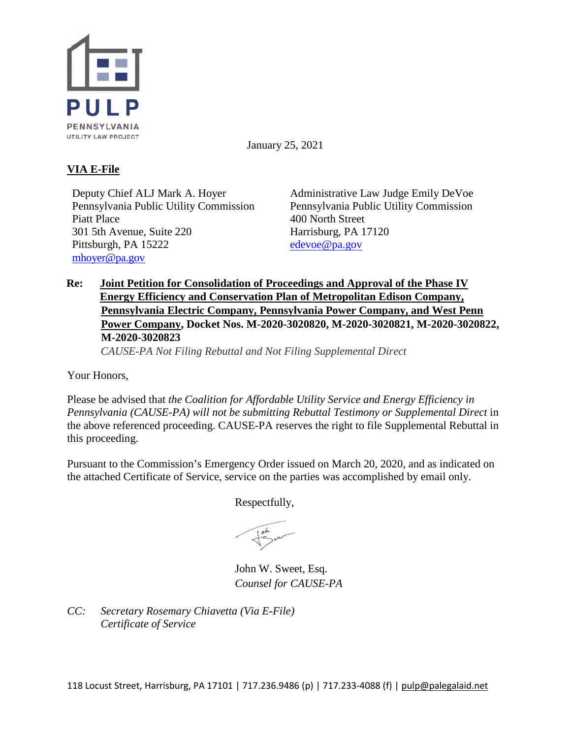PULP
PENNSYLVANIA
UTILITY LAW PROJECT

January 25, 2021

**VIA E-File**

Deputy Chief ALJ Mark A. Hoyer
Pennsylvania Public Utility Commission
Piatt Place
301 5th Avenue, Suite 220
Pittsburgh, PA 15222
mhoyer@pa.gov

Administrative Law Judge Emily DeVoe
Pennsylvania Public Utility Commission
400 North Street
Harrisburg, PA 17120
edevoe@pa.gov

**Re: Joint Petition for Consolidation of Proceedings and Approval of the Phase IV Energy Efficiency and Conservation Plan of Metropolitan Edison Company, Pennsylvania Electric Company, Pennsylvania Power Company, and West Penn Power Company, Docket Nos. M-2020-3020820, M-2020-3020821, M-2020-3020822, M-2020-3020823**
*CAUSE-PA Not Filing Rebuttal and Not Filing Supplemental Direct*

Your Honors,

Please be advised that *the Coalition for Affordable Utility Service and Energy Efficiency in Pennsylvania (CAUSE-PA) will not be submitting Rebuttal Testimony or Supplemental Direct* in the above referenced proceeding. CAUSE-PA reserves the right to file Supplemental Rebuttal in this proceeding.

Pursuant to the Commission's Emergency Order issued on March 20, 2020, and as indicated on the attached Certificate of Service, service on the parties was accomplished by email only.

Respectfully,

John W. Sweet, Esq.
*Counsel for CAUSE-PA*

*CC: Secretary Rosemary Chiavetta (Via E-File)*
*Certificate of Service*

118 Locust Street, Harrisburg, PA 17101 | 717.236.9486 (p) | 717.233-4088 (f) | pulp@palegalaid.net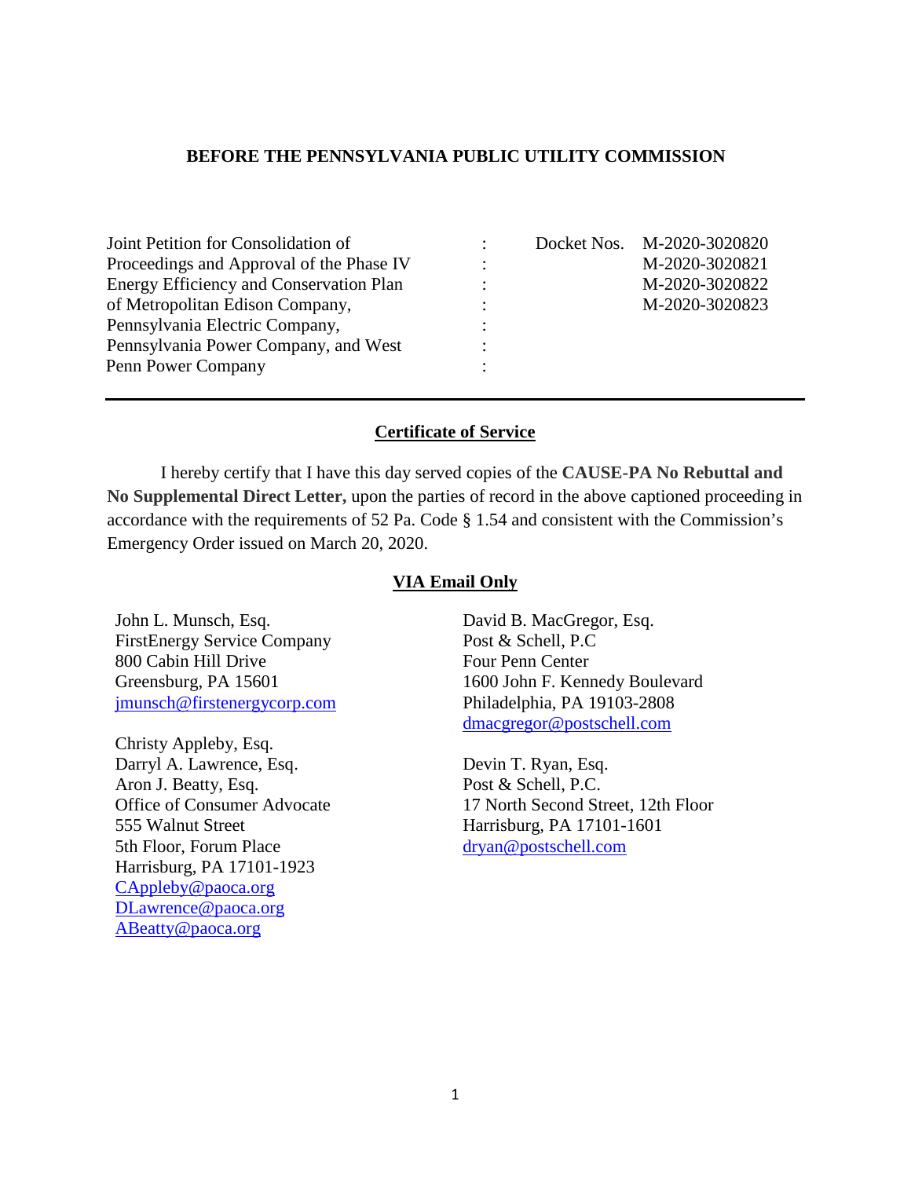**BEFORE THE PENNSYLVANIA PUBLIC UTILITY COMMISSION**

| | | |
|---|---|---|
| Joint Petition for Consolidation of Proceedings and Approval of the Phase IV Energy Efficiency and Conservation Plan of Metropolitan Edison Company, Pennsylvania Electric Company, Pennsylvania Power Company, and West Penn Power Company | : | Docket Nos. M-2020-3020820<br>M-2020-3020821<br>M-2020-3020822<br>M-2020-3020823 |

---

## Certificate of Service

I hereby certify that I have this day served copies of the **CAUSE-PA No Rebuttal and No Supplemental Direct Letter,** upon the parties of record in the above captioned proceeding in accordance with the requirements of 52 Pa. Code § 1.54 and consistent with the Commission's Emergency Order issued on March 20, 2020.

**VIA Email Only**

John L. Munsch, Esq.
FirstEnergy Service Company
800 Cabin Hill Drive
Greensburg, PA 15601
jmunsch@firstenergycorp.com

Christy Appleby, Esq.
Darryl A. Lawrence, Esq.
Aron J. Beatty, Esq.
Office of Consumer Advocate
555 Walnut Street
5th Floor, Forum Place
Harrisburg, PA 17101-1923
CAppleby@paoca.org
DLawrence@paoca.org
ABeatty@paoca.org

David B. MacGregor, Esq.
Post & Schell, P.C
Four Penn Center
1600 John F. Kennedy Boulevard
Philadelphia, PA 19103-2808
dmacgregor@postschell.com

Devin T. Ryan, Esq.
Post & Schell, P.C.
17 North Second Street, 12th Floor
Harrisburg, PA 17101-1601
dryan@postschell.com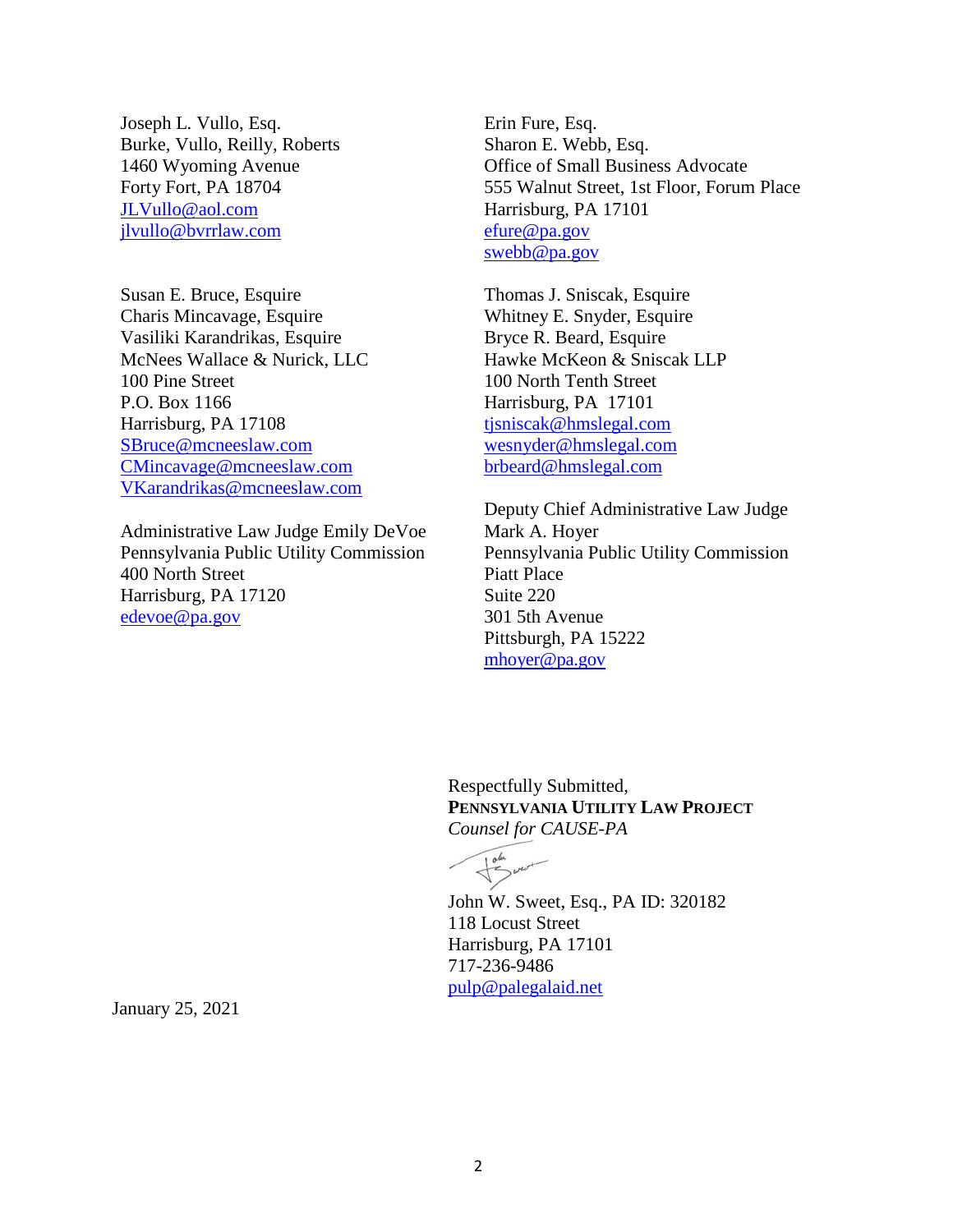Joseph L. Vullo, Esq.
Burke, Vullo, Reilly, Roberts
1460 Wyoming Avenue
Forty Fort, PA 18704
JLVullo@aol.com
jlvullo@bvrrlaw.com

Erin Fure, Esq.
Sharon E. Webb, Esq.
Office of Small Business Advocate
555 Walnut Street, 1st Floor, Forum Place
Harrisburg, PA 17101
efure@pa.gov
swebb@pa.gov

Susan E. Bruce, Esquire
Charis Mincavage, Esquire
Vasiliki Karandrikas, Esquire
McNees Wallace & Nurick, LLC
100 Pine Street
P.O. Box 1166
Harrisburg, PA 17108
SBruce@mcneeslaw.com
CMincavage@mcneeslaw.com
VKarandrikas@mcneeslaw.com

Thomas J. Sniscak, Esquire
Whitney E. Snyder, Esquire
Bryce R. Beard, Esquire
Hawke McKeon & Sniscak LLP
100 North Tenth Street
Harrisburg, PA 17101
tjsniscak@hmslegal.com
wesnyder@hmslegal.com
brbeard@hmslegal.com

Administrative Law Judge Emily DeVoe
Pennsylvania Public Utility Commission
400 North Street
Harrisburg, PA 17120
edevoe@pa.gov

Deputy Chief Administrative Law Judge
Mark A. Hoyer
Pennsylvania Public Utility Commission
Piatt Place
Suite 220
301 5th Avenue
Pittsburgh, PA 15222
mhoyer@pa.gov

Respectfully Submitted,
**PENNSYLVANIA UTILITY LAW PROJECT**
*Counsel for CAUSE-PA*

John W. Sweet, Esq., PA ID: 320182
118 Locust Street
Harrisburg, PA 17101
717-236-9486
pulp@palegalaid.net

January 25, 2021